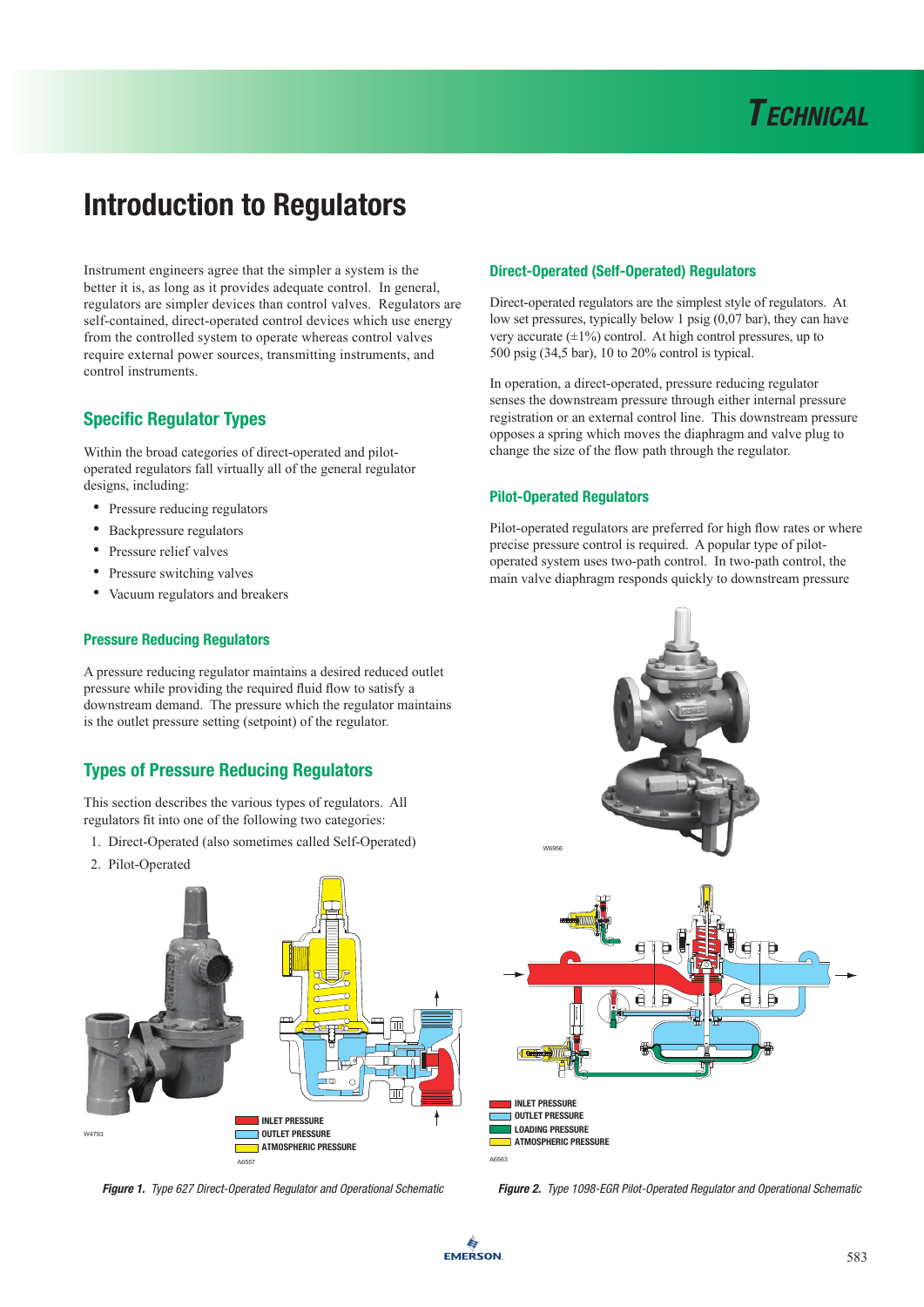# Introduction to Regulators

Instrument engineers agree that the simpler a system is the better it is, as long as it provides adequate control. In general, regulators are simpler devices than control valves. Regulators are self-contained, direct-operated control devices which use energy from the controlled system to operate whereas control valves require external power sources, transmitting instruments, and control instruments.

## Specific Regulator Types

Within the broad categories of direct-operated and pilot-operated regulators fall virtually all of the general regulator designs, including:

- Pressure reducing regulators
- Backpressure regulators
- Pressure relief valves
- Pressure switching valves
- Vacuum regulators and breakers

### Pressure Reducing Regulators

A pressure reducing regulator maintains a desired reduced outlet pressure while providing the required fluid flow to satisfy a downstream demand. The pressure which the regulator maintains is the outlet pressure setting (setpoint) of the regulator.

## Types of Pressure Reducing Regulators

This section describes the various types of regulators. All regulators fit into one of the following two categories:

1. Direct-Operated (also sometimes called Self-Operated)
2. Pilot-Operated

*Figure 1. Type 627 Direct-Operated Regulator and Operational Schematic*

### Direct-Operated (Self-Operated) Regulators

Direct-operated regulators are the simplest style of regulators. At low set pressures, typically below 1 psig (0,07 bar), they can have very accurate (±1%) control. At high control pressures, up to 500 psig (34,5 bar), 10 to 20% control is typical.

In operation, a direct-operated, pressure reducing regulator senses the downstream pressure through either internal pressure registration or an external control line. This downstream pressure opposes a spring which moves the diaphragm and valve plug to change the size of the flow path through the regulator.

### Pilot-Operated Regulators

Pilot-operated regulators are preferred for high flow rates or where precise pressure control is required. A popular type of pilot-operated system uses two-path control. In two-path control, the main valve diaphragm responds quickly to downstream pressure

*Figure 2. Type 1098-EGR Pilot-Operated Regulator and Operational Schematic*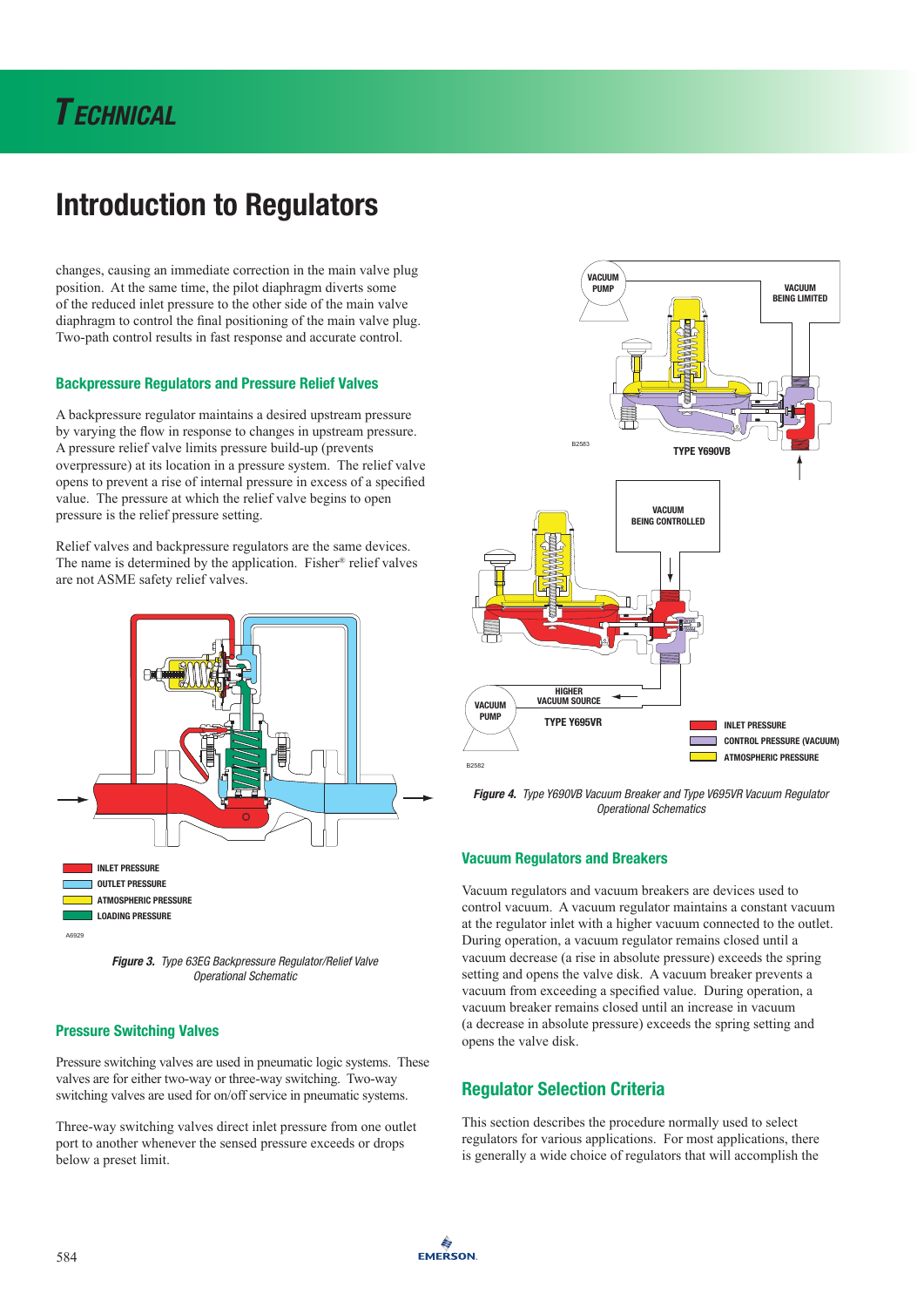# Introduction to Regulators

changes, causing an immediate correction in the main valve plug position. At the same time, the pilot diaphragm diverts some of the reduced inlet pressure to the other side of the main valve diaphragm to control the final positioning of the main valve plug. Two-path control results in fast response and accurate control.

### Backpressure Regulators and Pressure Relief Valves

A backpressure regulator maintains a desired upstream pressure by varying the flow in response to changes in upstream pressure. A pressure relief valve limits pressure build-up (prevents overpressure) at its location in a pressure system. The relief valve opens to prevent a rise of internal pressure in excess of a specified value. The pressure at which the relief valve begins to open pressure is the relief pressure setting.

Relief valves and backpressure regulators are the same devices. The name is determined by the application. Fisher® relief valves are not ASME safety relief valves.

INLET PRESSURE
OUTLET PRESSURE
ATMOSPHERIC PRESSURE
LOADING PRESSURE

A6929

***Figure 3.*** *Type 63EG Backpressure Regulator/Relief Valve Operational Schematic*

### Pressure Switching Valves

Pressure switching valves are used in pneumatic logic systems. These valves are for either two-way or three-way switching. Two-way switching valves are used for on/off service in pneumatic systems.

Three-way switching valves direct inlet pressure from one outlet port to another whenever the sensed pressure exceeds or drops below a preset limit.

VACUUM PUMP
VACUUM BEING LIMITED
B2583
TYPE Y690VB

VACUUM BEING CONTROLLED
HIGHER VACUUM SOURCE
VACUUM PUMP
TYPE Y695VR
B2582

INLET PRESSURE
CONTROL PRESSURE (VACUUM)
ATMOSPHERIC PRESSURE

***Figure 4.*** *Type Y690VB Vacuum Breaker and Type V695VR Vacuum Regulator Operational Schematics*

### Vacuum Regulators and Breakers

Vacuum regulators and vacuum breakers are devices used to control vacuum. A vacuum regulator maintains a constant vacuum at the regulator inlet with a higher vacuum connected to the outlet. During operation, a vacuum regulator remains closed until a vacuum decrease (a rise in absolute pressure) exceeds the spring setting and opens the valve disk. A vacuum breaker prevents a vacuum from exceeding a specified value. During operation, a vacuum breaker remains closed until an increase in vacuum (a decrease in absolute pressure) exceeds the spring setting and opens the valve disk.

## Regulator Selection Criteria

This section describes the procedure normally used to select regulators for various applications. For most applications, there is generally a wide choice of regulators that will accomplish the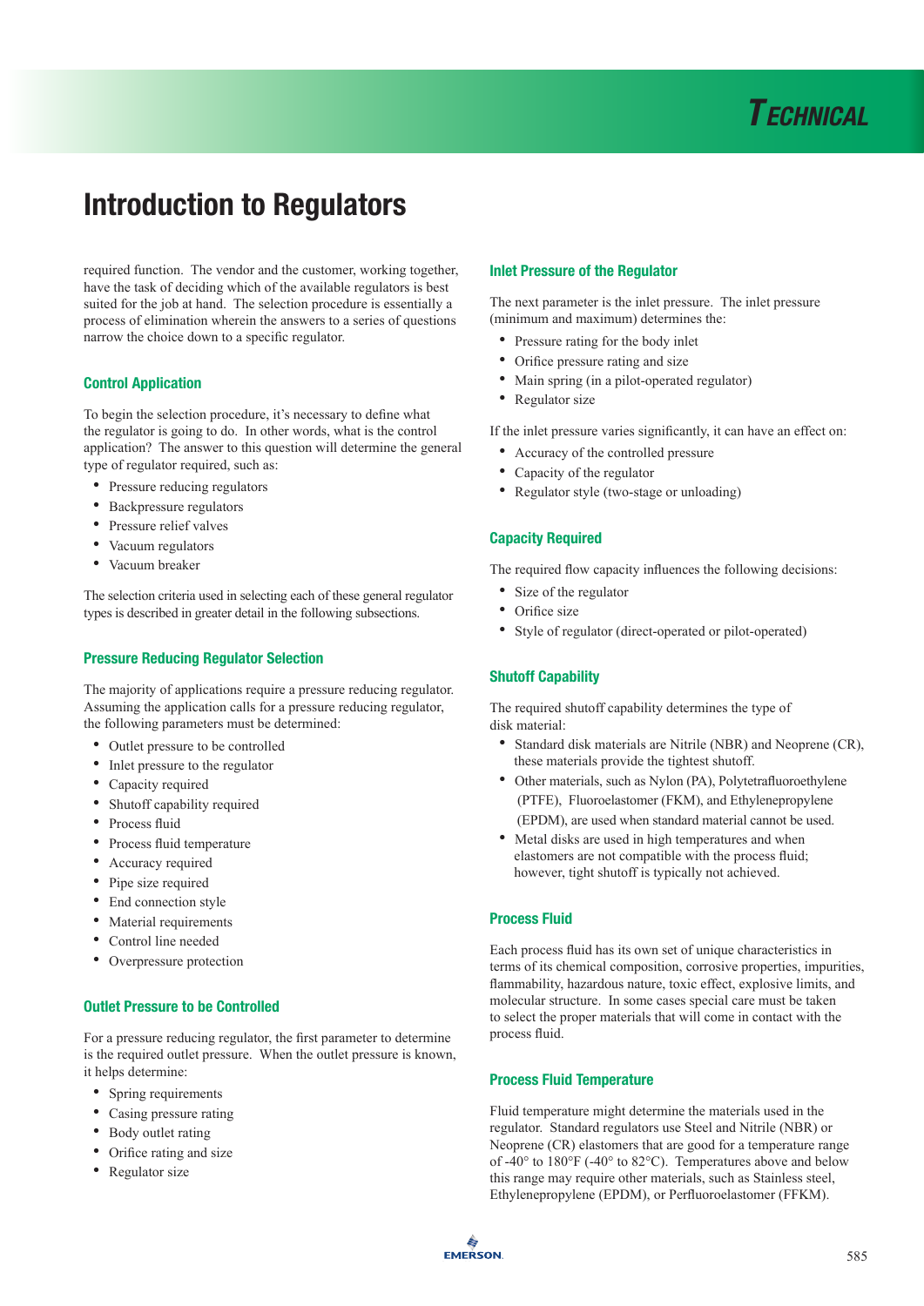# Introduction to Regulators

required function. The vendor and the customer, working together, have the task of deciding which of the available regulators is best suited for the job at hand. The selection procedure is essentially a process of elimination wherein the answers to a series of questions narrow the choice down to a specific regulator.

### Control Application

To begin the selection procedure, it's necessary to define what the regulator is going to do. In other words, what is the control application? The answer to this question will determine the general type of regulator required, such as:

- Pressure reducing regulators
- Backpressure regulators
- Pressure relief valves
- Vacuum regulators
- Vacuum breaker

The selection criteria used in selecting each of these general regulator types is described in greater detail in the following subsections.

### Pressure Reducing Regulator Selection

The majority of applications require a pressure reducing regulator. Assuming the application calls for a pressure reducing regulator, the following parameters must be determined:

- Outlet pressure to be controlled
- Inlet pressure to the regulator
- Capacity required
- Shutoff capability required
- Process fluid
- Process fluid temperature
- Accuracy required
- Pipe size required
- End connection style
- Material requirements
- Control line needed
- Overpressure protection

### Outlet Pressure to be Controlled

For a pressure reducing regulator, the first parameter to determine is the required outlet pressure. When the outlet pressure is known, it helps determine:

- Spring requirements
- Casing pressure rating
- Body outlet rating
- Orifice rating and size
- Regulator size

### Inlet Pressure of the Regulator

The next parameter is the inlet pressure. The inlet pressure (minimum and maximum) determines the:

- Pressure rating for the body inlet
- Orifice pressure rating and size
- Main spring (in a pilot-operated regulator)
- Regulator size

If the inlet pressure varies significantly, it can have an effect on:

- Accuracy of the controlled pressure
- Capacity of the regulator
- Regulator style (two-stage or unloading)

### Capacity Required

The required flow capacity influences the following decisions:

- Size of the regulator
- Orifice size
- Style of regulator (direct-operated or pilot-operated)

### Shutoff Capability

The required shutoff capability determines the type of disk material:

- Standard disk materials are Nitrile (NBR) and Neoprene (CR), these materials provide the tightest shutoff.
- Other materials, such as Nylon (PA), Polytetrafluoroethylene (PTFE), Fluoroelastomer (FKM), and Ethylenepropylene (EPDM), are used when standard material cannot be used.
- Metal disks are used in high temperatures and when elastomers are not compatible with the process fluid; however, tight shutoff is typically not achieved.

### Process Fluid

Each process fluid has its own set of unique characteristics in terms of its chemical composition, corrosive properties, impurities, flammability, hazardous nature, toxic effect, explosive limits, and molecular structure. In some cases special care must be taken to select the proper materials that will come in contact with the process fluid.

### Process Fluid Temperature

Fluid temperature might determine the materials used in the regulator. Standard regulators use Steel and Nitrile (NBR) or Neoprene (CR) elastomers that are good for a temperature range of -40° to 180°F (-40° to 82°C). Temperatures above and below this range may require other materials, such as Stainless steel, Ethylenepropylene (EPDM), or Perfluoroelastomer (FFKM).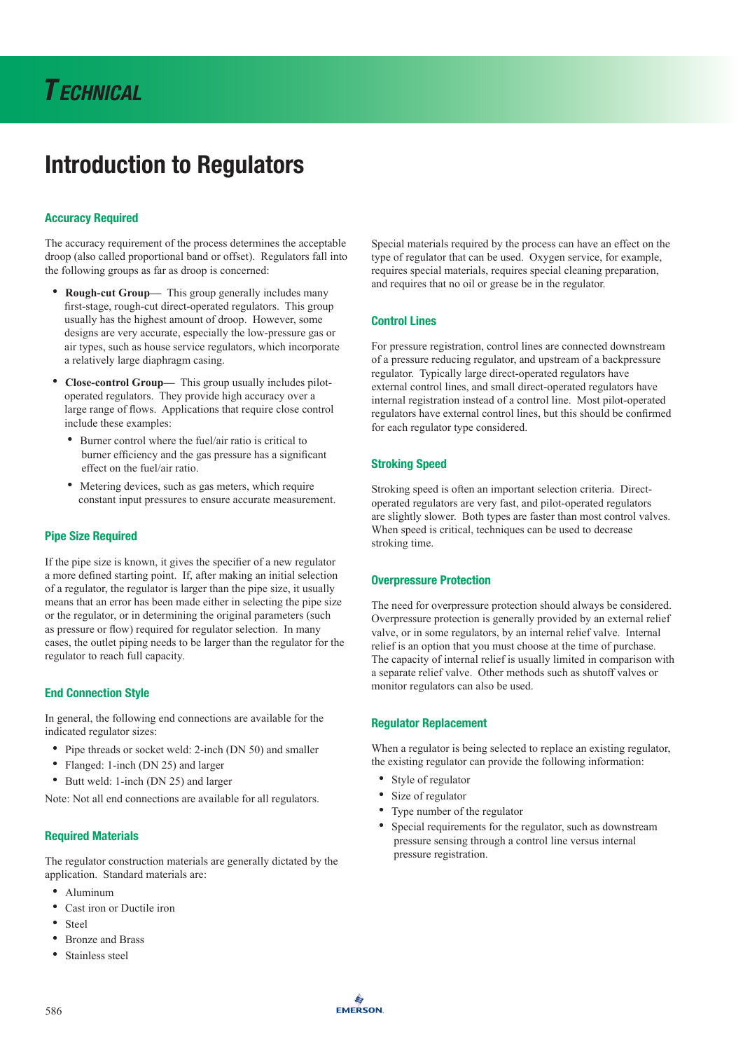# Introduction to Regulators

## Accuracy Required

The accuracy requirement of the process determines the acceptable droop (also called proportional band or offset). Regulators fall into the following groups as far as droop is concerned:

- **Rough-cut Group—** This group generally includes many first-stage, rough-cut direct-operated regulators. This group usually has the highest amount of droop. However, some designs are very accurate, especially the low-pressure gas or air types, such as house service regulators, which incorporate a relatively large diaphragm casing.
- **Close-control Group—** This group usually includes pilot-operated regulators. They provide high accuracy over a large range of flows. Applications that require close control include these examples:
  - Burner control where the fuel/air ratio is critical to burner efficiency and the gas pressure has a significant effect on the fuel/air ratio.
  - Metering devices, such as gas meters, which require constant input pressures to ensure accurate measurement.

## Pipe Size Required

If the pipe size is known, it gives the specifier of a new regulator a more defined starting point. If, after making an initial selection of a regulator, the regulator is larger than the pipe size, it usually means that an error has been made either in selecting the pipe size or the regulator, or in determining the original parameters (such as pressure or flow) required for regulator selection. In many cases, the outlet piping needs to be larger than the regulator for the regulator to reach full capacity.

## End Connection Style

In general, the following end connections are available for the indicated regulator sizes:

- Pipe threads or socket weld: 2-inch (DN 50) and smaller
- Flanged: 1-inch (DN 25) and larger
- Butt weld: 1-inch (DN 25) and larger

Note: Not all end connections are available for all regulators.

## Required Materials

The regulator construction materials are generally dictated by the application. Standard materials are:

- Aluminum
- Cast iron or Ductile iron
- Steel
- Bronze and Brass
- Stainless steel

Special materials required by the process can have an effect on the type of regulator that can be used. Oxygen service, for example, requires special materials, requires special cleaning preparation, and requires that no oil or grease be in the regulator.

## Control Lines

For pressure registration, control lines are connected downstream of a pressure reducing regulator, and upstream of a backpressure regulator. Typically large direct-operated regulators have external control lines, and small direct-operated regulators have internal registration instead of a control line. Most pilot-operated regulators have external control lines, but this should be confirmed for each regulator type considered.

## Stroking Speed

Stroking speed is often an important selection criteria. Direct-operated regulators are very fast, and pilot-operated regulators are slightly slower. Both types are faster than most control valves. When speed is critical, techniques can be used to decrease stroking time.

## Overpressure Protection

The need for overpressure protection should always be considered. Overpressure protection is generally provided by an external relief valve, or in some regulators, by an internal relief valve. Internal relief is an option that you must choose at the time of purchase. The capacity of internal relief is usually limited in comparison with a separate relief valve. Other methods such as shutoff valves or monitor regulators can also be used.

## Regulator Replacement

When a regulator is being selected to replace an existing regulator, the existing regulator can provide the following information:

- Style of regulator
- Size of regulator
- Type number of the regulator
- Special requirements for the regulator, such as downstream pressure sensing through a control line versus internal pressure registration.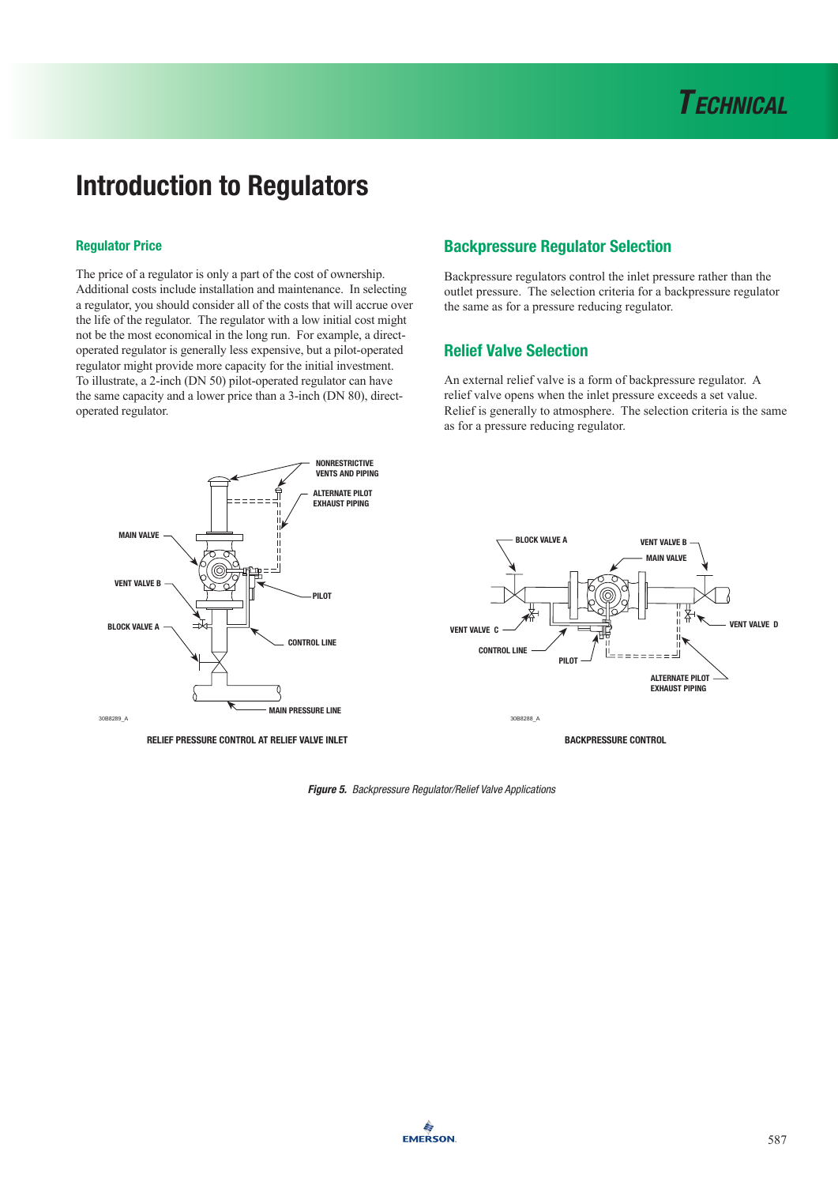# Introduction to Regulators

## Regulator Price

The price of a regulator is only a part of the cost of ownership. Additional costs include installation and maintenance. In selecting a regulator, you should consider all of the costs that will accrue over the life of the regulator. The regulator with a low initial cost might not be the most economical in the long run. For example, a direct-operated regulator is generally less expensive, but a pilot-operated regulator might provide more capacity for the initial investment. To illustrate, a 2-inch (DN 50) pilot-operated regulator can have the same capacity and a lower price than a 3-inch (DN 80), direct-operated regulator.

## Backpressure Regulator Selection

Backpressure regulators control the inlet pressure rather than the outlet pressure. The selection criteria for a backpressure regulator the same as for a pressure reducing regulator.

## Relief Valve Selection

An external relief valve is a form of backpressure regulator. A relief valve opens when the inlet pressure exceeds a set value. Relief is generally to atmosphere. The selection criteria is the same as for a pressure reducing regulator.

NONRESTRICTIVE VENTS AND PIPING
ALTERNATE PILOT EXHAUST PIPING
MAIN VALVE
VENT VALVE B
PILOT
BLOCK VALVE A
CONTROL LINE
MAIN PRESSURE LINE
30B8289_A

RELIEF PRESSURE CONTROL AT RELIEF VALVE INLET

BLOCK VALVE A
VENT VALVE B
MAIN VALVE
VENT VALVE C
VENT VALVE D
CONTROL LINE
PILOT
ALTERNATE PILOT EXHAUST PIPING
30B8288_A

BACKPRESSURE CONTROL

*Figure 5. Backpressure Regulator/Relief Valve Applications*